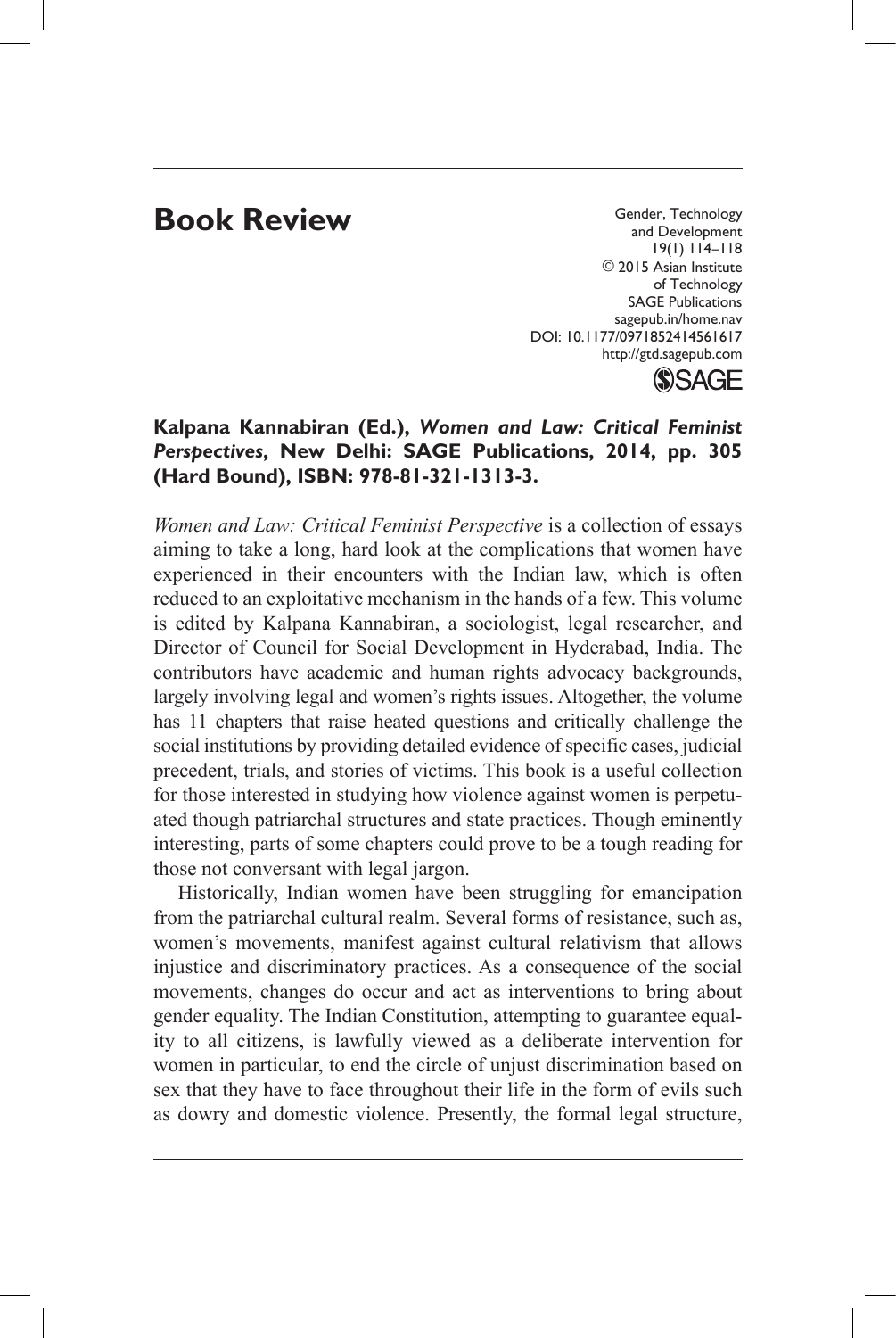# Book Review

Gender, Technology and Development
19(1) 114–118
© 2015 Asian Institute of Technology
SAGE Publications
sagepub.in/home.nav
DOI: 10.1177/0971852414561617
http://gtd.sagepub.com

**Kalpana Kannabiran (Ed.), *Women and Law: Critical Feminist Perspectives*, New Delhi: SAGE Publications, 2014, pp. 305 (Hard Bound), ISBN: 978-81-321-1313-3.**

*Women and Law: Critical Feminist Perspective* is a collection of essays aiming to take a long, hard look at the complications that women have experienced in their encounters with the Indian law, which is often reduced to an exploitative mechanism in the hands of a few. This volume is edited by Kalpana Kannabiran, a sociologist, legal researcher, and Director of Council for Social Development in Hyderabad, India. The contributors have academic and human rights advocacy backgrounds, largely involving legal and women's rights issues. Altogether, the volume has 11 chapters that raise heated questions and critically challenge the social institutions by providing detailed evidence of specific cases, judicial precedent, trials, and stories of victims. This book is a useful collection for those interested in studying how violence against women is perpetuated though patriarchal structures and state practices. Though eminently interesting, parts of some chapters could prove to be a tough reading for those not conversant with legal jargon.

Historically, Indian women have been struggling for emancipation from the patriarchal cultural realm. Several forms of resistance, such as, women's movements, manifest against cultural relativism that allows injustice and discriminatory practices. As a consequence of the social movements, changes do occur and act as interventions to bring about gender equality. The Indian Constitution, attempting to guarantee equality to all citizens, is lawfully viewed as a deliberate intervention for women in particular, to end the circle of unjust discrimination based on sex that they have to face throughout their life in the form of evils such as dowry and domestic violence. Presently, the formal legal structure,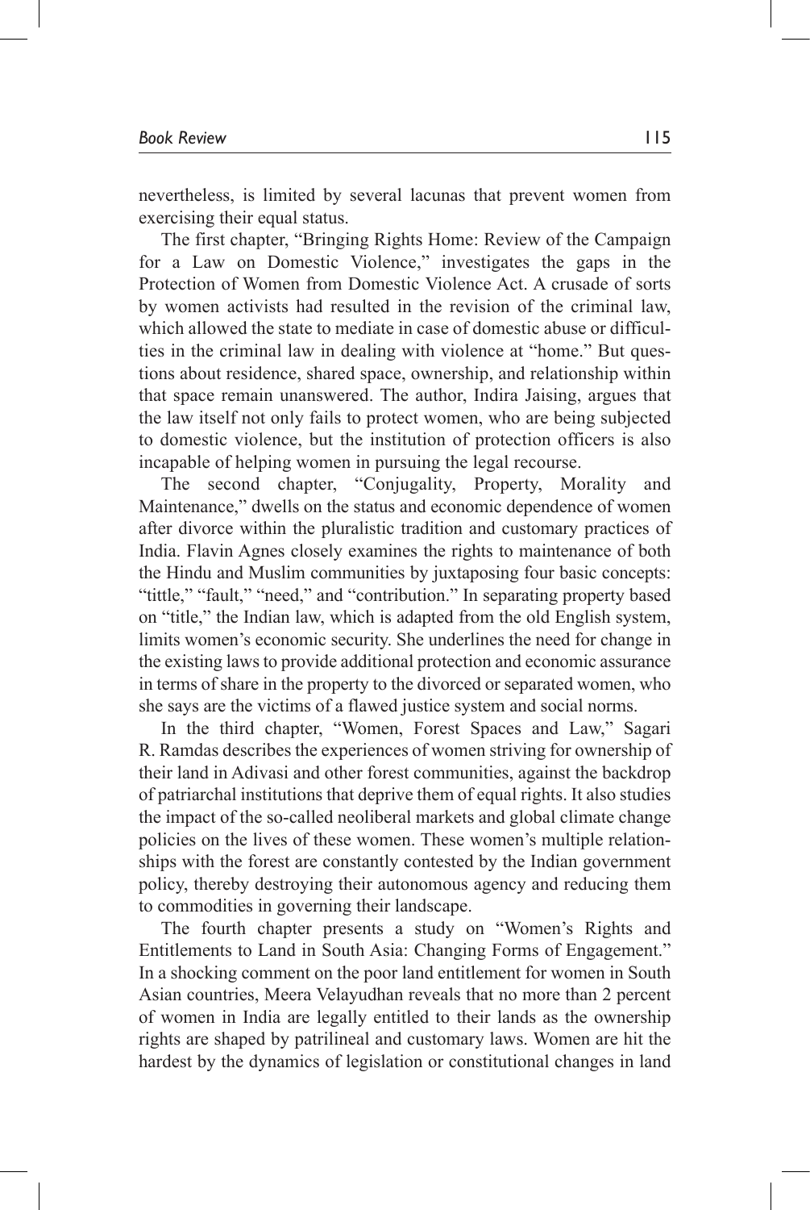nevertheless, is limited by several lacunas that prevent women from exercising their equal status.

The first chapter, "Bringing Rights Home: Review of the Campaign for a Law on Domestic Violence," investigates the gaps in the Protection of Women from Domestic Violence Act. A crusade of sorts by women activists had resulted in the revision of the criminal law, which allowed the state to mediate in case of domestic abuse or difficulties in the criminal law in dealing with violence at "home." But questions about residence, shared space, ownership, and relationship within that space remain unanswered. The author, Indira Jaising, argues that the law itself not only fails to protect women, who are being subjected to domestic violence, but the institution of protection officers is also incapable of helping women in pursuing the legal recourse.

The second chapter, "Conjugality, Property, Morality and Maintenance," dwells on the status and economic dependence of women after divorce within the pluralistic tradition and customary practices of India. Flavin Agnes closely examines the rights to maintenance of both the Hindu and Muslim communities by juxtaposing four basic concepts: "tittle," "fault," "need," and "contribution." In separating property based on "title," the Indian law, which is adapted from the old English system, limits women's economic security. She underlines the need for change in the existing laws to provide additional protection and economic assurance in terms of share in the property to the divorced or separated women, who she says are the victims of a flawed justice system and social norms.

In the third chapter, "Women, Forest Spaces and Law," Sagari R. Ramdas describes the experiences of women striving for ownership of their land in Adivasi and other forest communities, against the backdrop of patriarchal institutions that deprive them of equal rights. It also studies the impact of the so-called neoliberal markets and global climate change policies on the lives of these women. These women's multiple relationships with the forest are constantly contested by the Indian government policy, thereby destroying their autonomous agency and reducing them to commodities in governing their landscape.

The fourth chapter presents a study on "Women's Rights and Entitlements to Land in South Asia: Changing Forms of Engagement." In a shocking comment on the poor land entitlement for women in South Asian countries, Meera Velayudhan reveals that no more than 2 percent of women in India are legally entitled to their lands as the ownership rights are shaped by patrilineal and customary laws. Women are hit the hardest by the dynamics of legislation or constitutional changes in land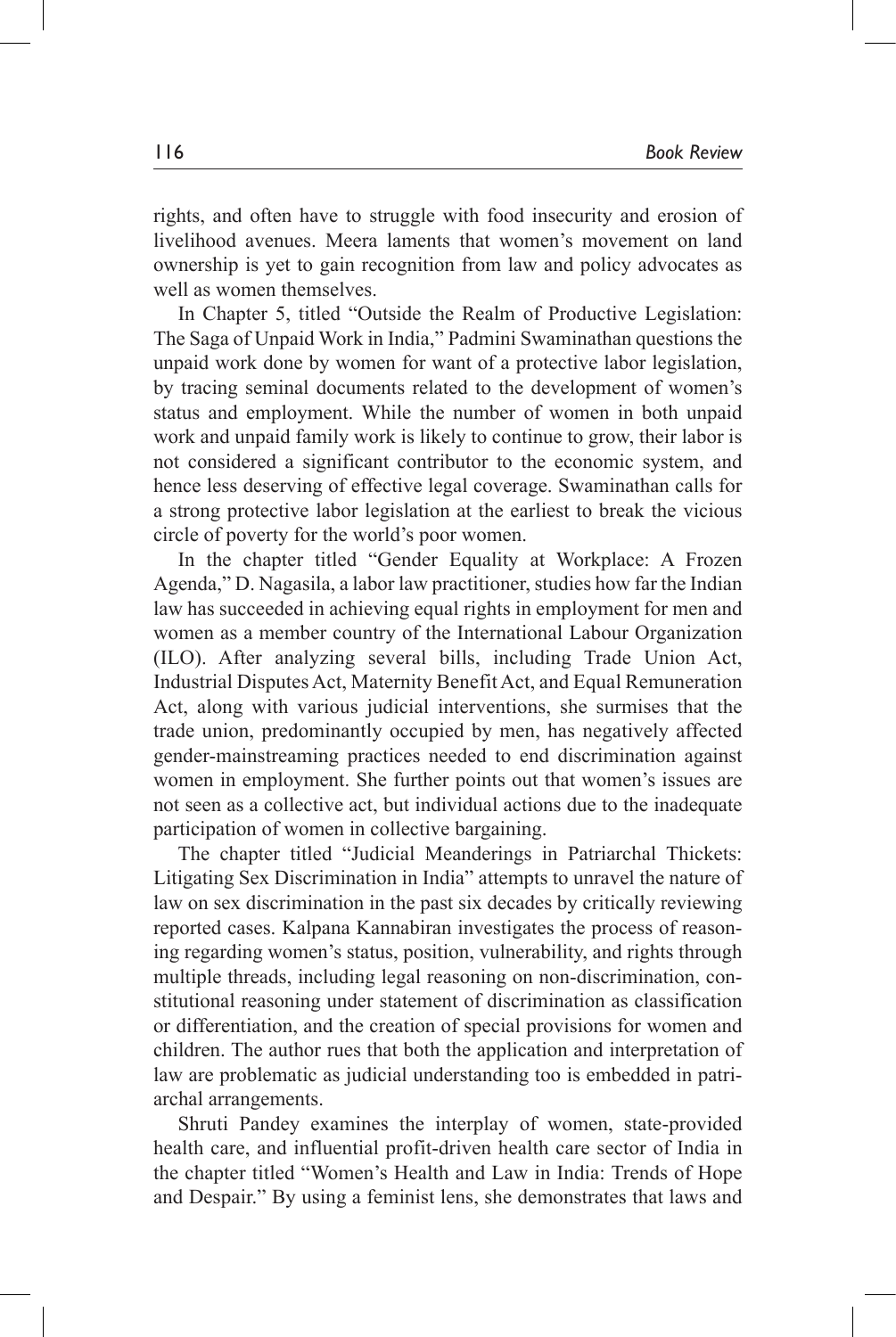rights, and often have to struggle with food insecurity and erosion of livelihood avenues. Meera laments that women's movement on land ownership is yet to gain recognition from law and policy advocates as well as women themselves.

In Chapter 5, titled "Outside the Realm of Productive Legislation: The Saga of Unpaid Work in India," Padmini Swaminathan questions the unpaid work done by women for want of a protective labor legislation, by tracing seminal documents related to the development of women's status and employment. While the number of women in both unpaid work and unpaid family work is likely to continue to grow, their labor is not considered a significant contributor to the economic system, and hence less deserving of effective legal coverage. Swaminathan calls for a strong protective labor legislation at the earliest to break the vicious circle of poverty for the world's poor women.

In the chapter titled "Gender Equality at Workplace: A Frozen Agenda," D. Nagasila, a labor law practitioner, studies how far the Indian law has succeeded in achieving equal rights in employment for men and women as a member country of the International Labour Organization (ILO). After analyzing several bills, including Trade Union Act, Industrial Disputes Act, Maternity Benefit Act, and Equal Remuneration Act, along with various judicial interventions, she surmises that the trade union, predominantly occupied by men, has negatively affected gender-mainstreaming practices needed to end discrimination against women in employment. She further points out that women's issues are not seen as a collective act, but individual actions due to the inadequate participation of women in collective bargaining.

The chapter titled "Judicial Meanderings in Patriarchal Thickets: Litigating Sex Discrimination in India" attempts to unravel the nature of law on sex discrimination in the past six decades by critically reviewing reported cases. Kalpana Kannabiran investigates the process of reasoning regarding women's status, position, vulnerability, and rights through multiple threads, including legal reasoning on non-discrimination, constitutional reasoning under statement of discrimination as classification or differentiation, and the creation of special provisions for women and children. The author rues that both the application and interpretation of law are problematic as judicial understanding too is embedded in patriarchal arrangements.

Shruti Pandey examines the interplay of women, state-provided health care, and influential profit-driven health care sector of India in the chapter titled "Women's Health and Law in India: Trends of Hope and Despair." By using a feminist lens, she demonstrates that laws and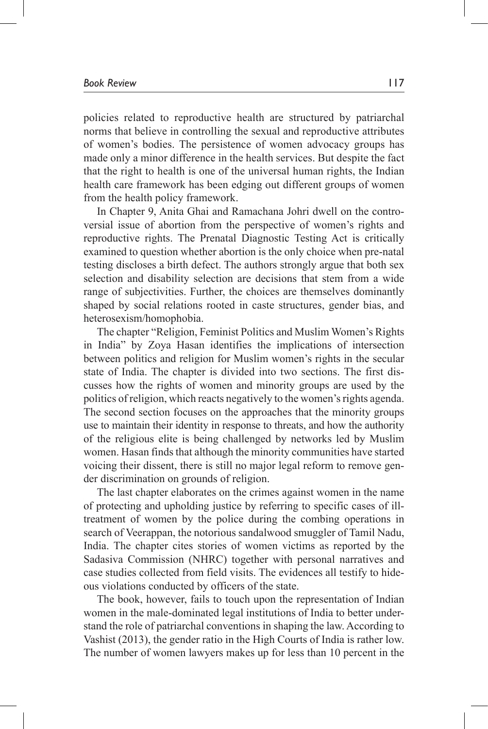policies related to reproductive health are structured by patriarchal norms that believe in controlling the sexual and reproductive attributes of women's bodies. The persistence of women advocacy groups has made only a minor difference in the health services. But despite the fact that the right to health is one of the universal human rights, the Indian health care framework has been edging out different groups of women from the health policy framework.

In Chapter 9, Anita Ghai and Ramachana Johri dwell on the controversial issue of abortion from the perspective of women's rights and reproductive rights. The Prenatal Diagnostic Testing Act is critically examined to question whether abortion is the only choice when pre-natal testing discloses a birth defect. The authors strongly argue that both sex selection and disability selection are decisions that stem from a wide range of subjectivities. Further, the choices are themselves dominantly shaped by social relations rooted in caste structures, gender bias, and heterosexism/homophobia.

The chapter "Religion, Feminist Politics and Muslim Women's Rights in India" by Zoya Hasan identifies the implications of intersection between politics and religion for Muslim women's rights in the secular state of India. The chapter is divided into two sections. The first discusses how the rights of women and minority groups are used by the politics of religion, which reacts negatively to the women's rights agenda. The second section focuses on the approaches that the minority groups use to maintain their identity in response to threats, and how the authority of the religious elite is being challenged by networks led by Muslim women. Hasan finds that although the minority communities have started voicing their dissent, there is still no major legal reform to remove gender discrimination on grounds of religion.

The last chapter elaborates on the crimes against women in the name of protecting and upholding justice by referring to specific cases of ill-treatment of women by the police during the combing operations in search of Veerappan, the notorious sandalwood smuggler of Tamil Nadu, India. The chapter cites stories of women victims as reported by the Sadasiva Commission (NHRC) together with personal narratives and case studies collected from field visits. The evidences all testify to hideous violations conducted by officers of the state.

The book, however, fails to touch upon the representation of Indian women in the male-dominated legal institutions of India to better understand the role of patriarchal conventions in shaping the law. According to Vashist (2013), the gender ratio in the High Courts of India is rather low. The number of women lawyers makes up for less than 10 percent in the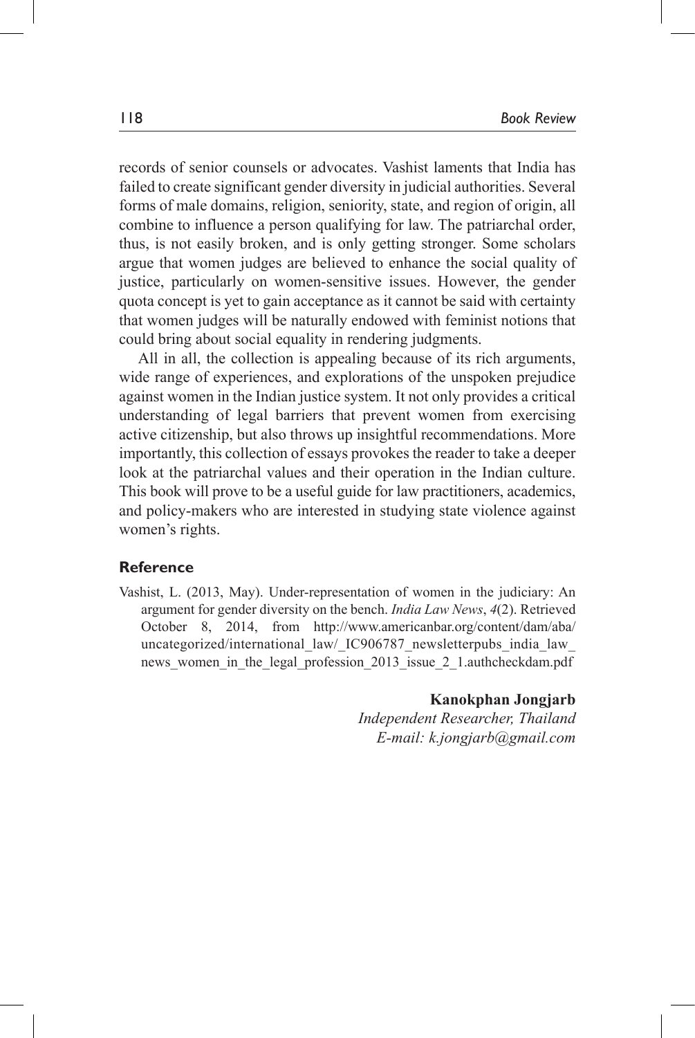records of senior counsels or advocates. Vashist laments that India has failed to create significant gender diversity in judicial authorities. Several forms of male domains, religion, seniority, state, and region of origin, all combine to influence a person qualifying for law. The patriarchal order, thus, is not easily broken, and is only getting stronger. Some scholars argue that women judges are believed to enhance the social quality of justice, particularly on women-sensitive issues. However, the gender quota concept is yet to gain acceptance as it cannot be said with certainty that women judges will be naturally endowed with feminist notions that could bring about social equality in rendering judgments.

All in all, the collection is appealing because of its rich arguments, wide range of experiences, and explorations of the unspoken prejudice against women in the Indian justice system. It not only provides a critical understanding of legal barriers that prevent women from exercising active citizenship, but also throws up insightful recommendations. More importantly, this collection of essays provokes the reader to take a deeper look at the patriarchal values and their operation in the Indian culture. This book will prove to be a useful guide for law practitioners, academics, and policy-makers who are interested in studying state violence against women's rights.

## Reference

Vashist, L. (2013, May). Under-representation of women in the judiciary: An argument for gender diversity on the bench. *India Law News*, *4*(2). Retrieved October 8, 2014, from http://www.americanbar.org/content/dam/aba/uncategorized/international_law/_IC906787_newsletterpubs_india_law_news_women_in_the_legal_profession_2013_issue_2_1.authcheckdam.pdf

**Kanokphan Jongjarb**
*Independent Researcher, Thailand*
*E-mail: k.jongjarb@gmail.com*